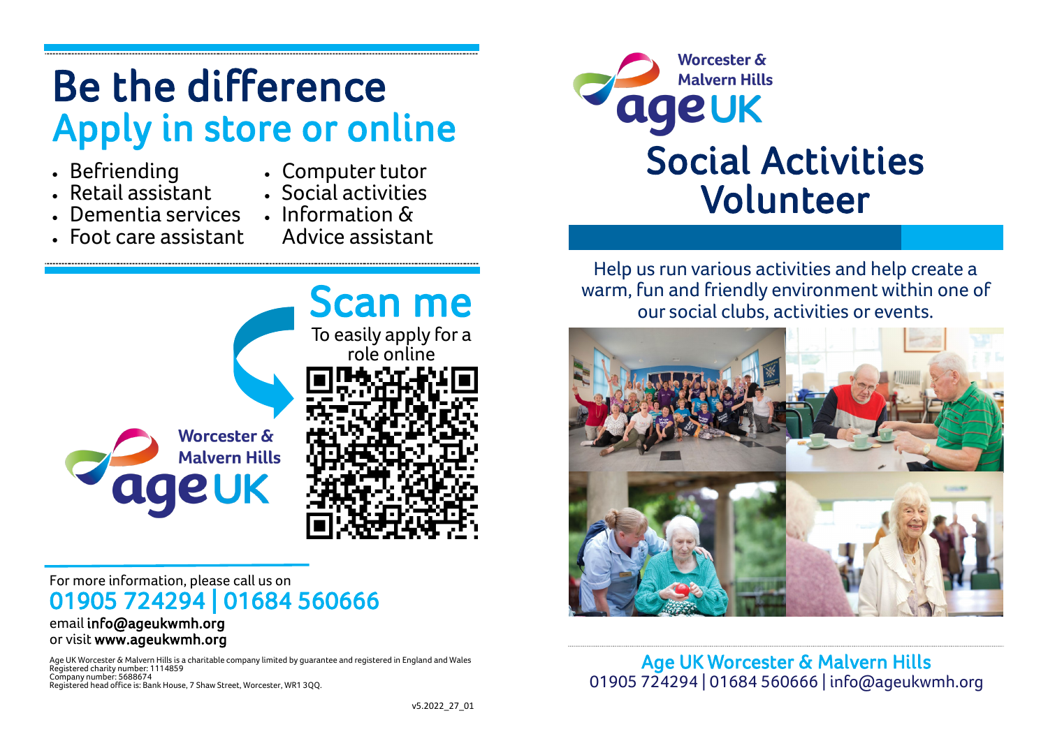# Be the difference

## Apply in store or online

- Befriending
- Retail assistant
- Dementia services
- Foot care assistant
- Computer tutor
- Social activities
- Information & Advice assistant

## Scan me

To easily apply for a role online

Worcester & Malvern Hills
age UK

For more information, please call us on

**01905 724294 | 01684 560666**

email **info@ageukwmh.org**
or visit **www.ageukwmh.org**

Age UK Worcester & Malvern Hills is a charitable company limited by guarantee and registered in England and Wales
Registered charity number: 1114859
Company number: 5688674
Registered head office is: Bank House, 7 Shaw Street, Worcester, WR1 3QQ.

v5.2022_27_01

Worcester & Malvern Hills
age UK

# Social Activities Volunteer

Help us run various activities and help create a warm, fun and friendly environment within one of our social clubs, activities or events.

**Age UK Worcester & Malvern Hills**
01905 724294 | 01684 560666 | info@ageukwmh.org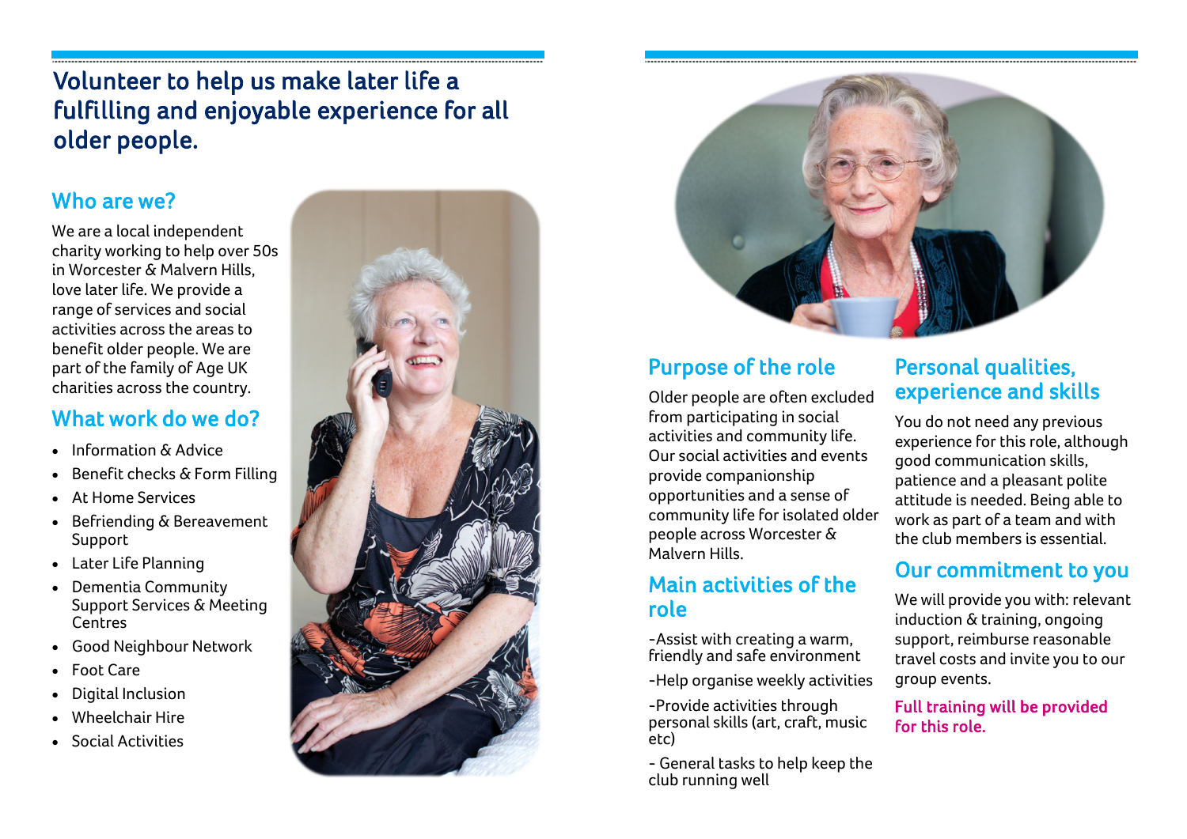# Volunteer to help us make later life a fulfilling and enjoyable experience for all older people.

## Who are we?

We are a local independent charity working to help over 50s in Worcester & Malvern Hills, love later life. We provide a range of services and social activities across the areas to benefit older people. We are part of the family of Age UK charities across the country.

## What work do we do?

- Information & Advice
- Benefit checks & Form Filling
- At Home Services
- Befriending & Bereavement Support
- Later Life Planning
- Dementia Community Support Services & Meeting Centres
- Good Neighbour Network
- Foot Care
- Digital Inclusion
- Wheelchair Hire
- Social Activities

## Purpose of the role

Older people are often excluded from participating in social activities and community life. Our social activities and events provide companionship opportunities and a sense of community life for isolated older people across Worcester & Malvern Hills.

## Main activities of the role

-Assist with creating a warm, friendly and safe environment

-Help organise weekly activities

-Provide activities through personal skills (art, craft, music etc)

- General tasks to help keep the club running well

## Personal qualities, experience and skills

You do not need any previous experience for this role, although good communication skills, patience and a pleasant polite attitude is needed. Being able to work as part of a team and with the club members is essential.

## Our commitment to you

We will provide you with: relevant induction & training, ongoing support, reimburse reasonable travel costs and invite you to our group events.

**Full training will be provided for this role.**